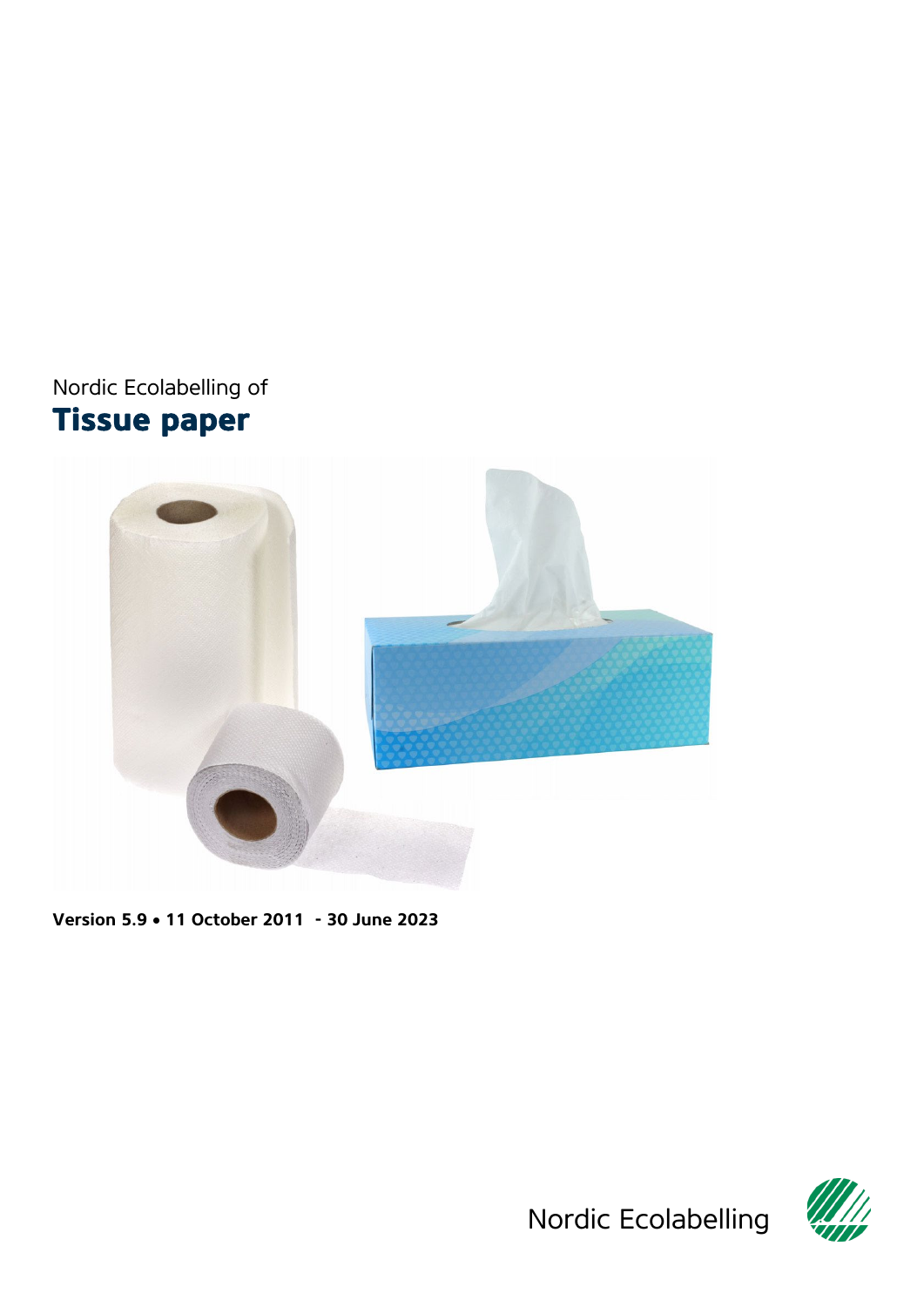Nordic Ecolabelling of

# Tissue paper

**Version 5.9 • 11 October 2011 - 30 June 2023**

Nordic Ecolabelling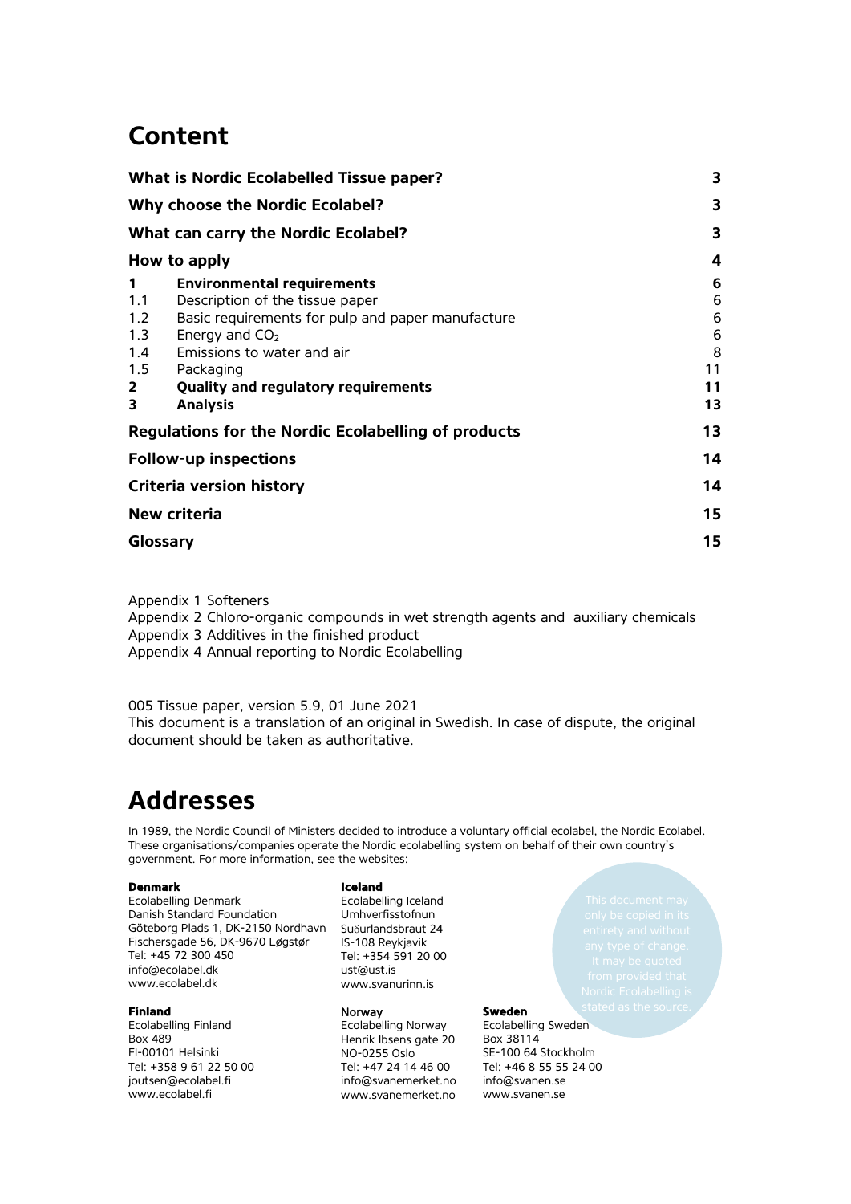# Content

| | | |
|---|---|---|
| **What is Nordic Ecolabelled Tissue paper?** | | **3** |
| **Why choose the Nordic Ecolabel?** | | **3** |
| **What can carry the Nordic Ecolabel?** | | **3** |
| **How to apply** | | **4** |
| **1** | **Environmental requirements** | **6** |
| 1.1 | Description of the tissue paper | 6 |
| 1.2 | Basic requirements for pulp and paper manufacture | 6 |
| 1.3 | Energy and $CO_2$ | 6 |
| 1.4 | Emissions to water and air | 8 |
| 1.5 | Packaging | 11 |
| **2** | **Quality and regulatory requirements** | **11** |
| **3** | **Analysis** | **13** |
| **Regulations for the Nordic Ecolabelling of products** | | **13** |
| **Follow-up inspections** | | **14** |
| **Criteria version history** | | **14** |
| **New criteria** | | **15** |
| **Glossary** | | **15** |

Appendix 1 Softeners
Appendix 2 Chloro-organic compounds in wet strength agents and auxiliary chemicals
Appendix 3 Additives in the finished product
Appendix 4 Annual reporting to Nordic Ecolabelling

005 Tissue paper, version 5.9, 01 June 2021
This document is a translation of an original in Swedish. In case of dispute, the original document should be taken as authoritative.

# Addresses

In 1989, the Nordic Council of Ministers decided to introduce a voluntary official ecolabel, the Nordic Ecolabel. These organisations/companies operate the Nordic ecolabelling system on behalf of their own country's government. For more information, see the websites:

**Denmark**
Ecolabelling Denmark
Danish Standard Foundation
Göteborg Plads 1, DK-2150 Nordhavn
Fischersgade 56, DK-9670 Løgstør
Tel: +45 72 300 450
info@ecolabel.dk
www.ecolabel.dk

**Iceland**
Ecolabelling Iceland
Umhverfisstofnun
Suðurlandsbraut 24
IS-108 Reykjavik
Tel: +354 591 20 00
ust@ust.is
www.svanurinn.is

**Finland**
Ecolabelling Finland
Box 489
FI-00101 Helsinki
Tel: +358 9 61 22 50 00
joutsen@ecolabel.fi
www.ecolabel.fi

**Norway**
Ecolabelling Norway
Henrik Ibsens gate 20
NO-0255 Oslo
Tel: +47 24 14 46 00
info@svanemerket.no
www.svanemerket.no

**Sweden**
Ecolabelling Sweden
Box 38114
SE-100 64 Stockholm
Tel: +46 8 55 55 24 00
info@svanen.se
www.svanen.se

This document may only be copied in its entirety and without any type of change. It may be quoted from provided that Nordic Ecolabelling is stated as the source.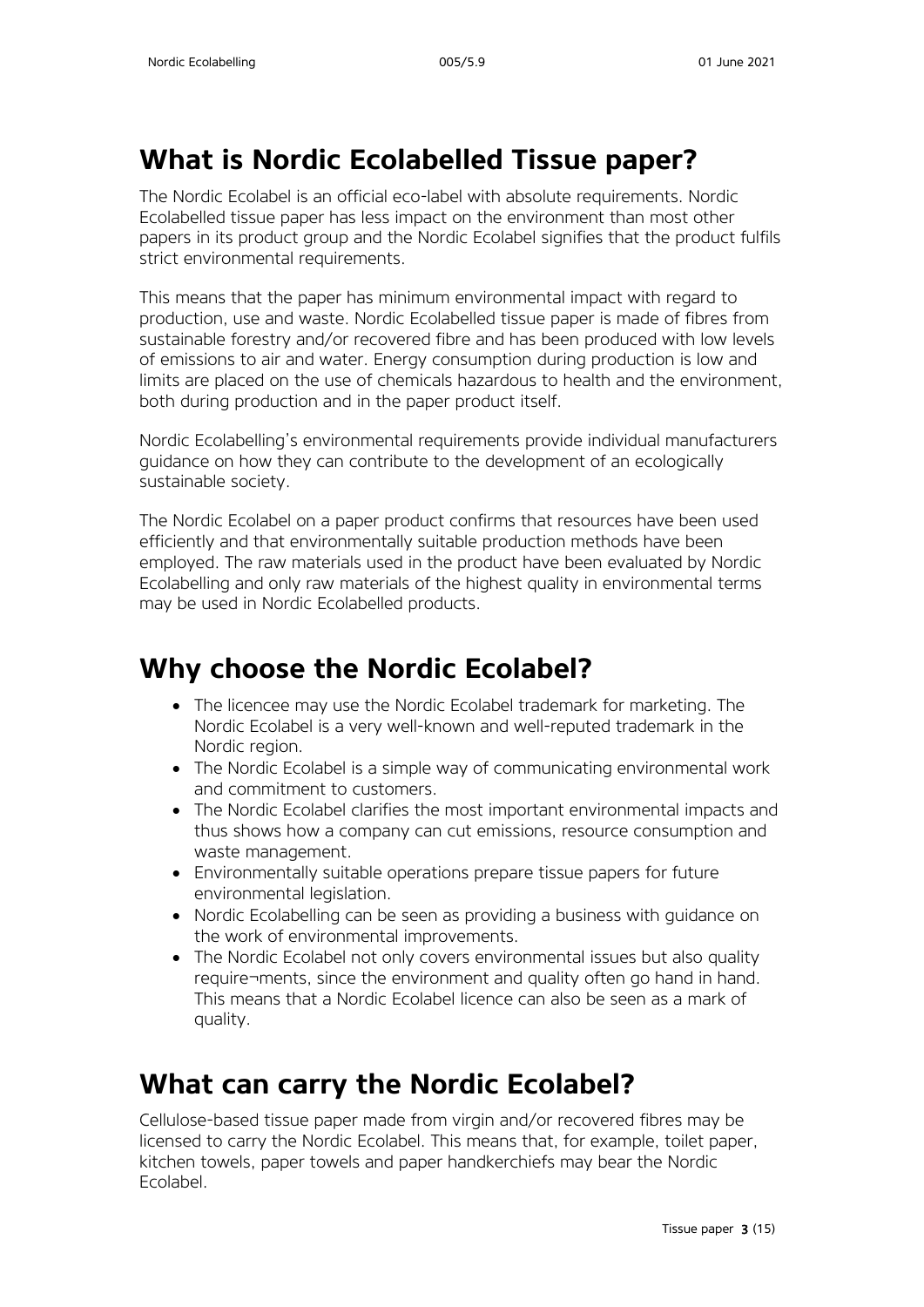## What is Nordic Ecolabelled Tissue paper?

The Nordic Ecolabel is an official eco-label with absolute requirements. Nordic Ecolabelled tissue paper has less impact on the environment than most other papers in its product group and the Nordic Ecolabel signifies that the product fulfils strict environmental requirements.

This means that the paper has minimum environmental impact with regard to production, use and waste. Nordic Ecolabelled tissue paper is made of fibres from sustainable forestry and/or recovered fibre and has been produced with low levels of emissions to air and water. Energy consumption during production is low and limits are placed on the use of chemicals hazardous to health and the environment, both during production and in the paper product itself.

Nordic Ecolabelling's environmental requirements provide individual manufacturers guidance on how they can contribute to the development of an ecologically sustainable society.

The Nordic Ecolabel on a paper product confirms that resources have been used efficiently and that environmentally suitable production methods have been employed. The raw materials used in the product have been evaluated by Nordic Ecolabelling and only raw materials of the highest quality in environmental terms may be used in Nordic Ecolabelled products.

## Why choose the Nordic Ecolabel?

- The licencee may use the Nordic Ecolabel trademark for marketing. The Nordic Ecolabel is a very well-known and well-reputed trademark in the Nordic region.
- The Nordic Ecolabel is a simple way of communicating environmental work and commitment to customers.
- The Nordic Ecolabel clarifies the most important environmental impacts and thus shows how a company can cut emissions, resource consumption and waste management.
- Environmentally suitable operations prepare tissue papers for future environmental legislation.
- Nordic Ecolabelling can be seen as providing a business with guidance on the work of environmental improvements.
- The Nordic Ecolabel not only covers environmental issues but also quality require¬ments, since the environment and quality often go hand in hand. This means that a Nordic Ecolabel licence can also be seen as a mark of quality.

## What can carry the Nordic Ecolabel?

Cellulose-based tissue paper made from virgin and/or recovered fibres may be licensed to carry the Nordic Ecolabel. This means that, for example, toilet paper, kitchen towels, paper towels and paper handkerchiefs may bear the Nordic Ecolabel.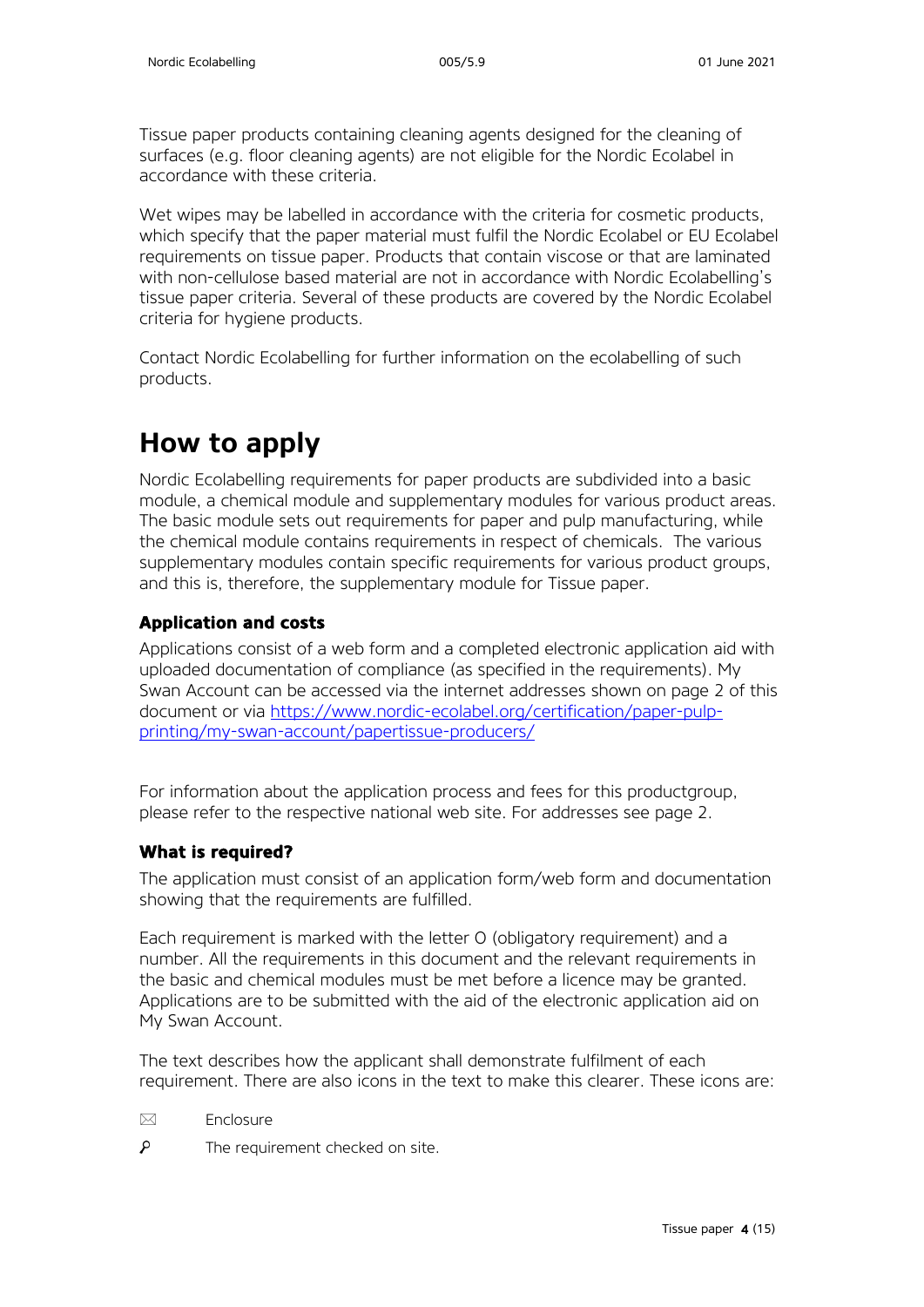Tissue paper products containing cleaning agents designed for the cleaning of surfaces (e.g. floor cleaning agents) are not eligible for the Nordic Ecolabel in accordance with these criteria.

Wet wipes may be labelled in accordance with the criteria for cosmetic products, which specify that the paper material must fulfil the Nordic Ecolabel or EU Ecolabel requirements on tissue paper. Products that contain viscose or that are laminated with non-cellulose based material are not in accordance with Nordic Ecolabelling's tissue paper criteria. Several of these products are covered by the Nordic Ecolabel criteria for hygiene products.

Contact Nordic Ecolabelling for further information on the ecolabelling of such products.

# How to apply

Nordic Ecolabelling requirements for paper products are subdivided into a basic module, a chemical module and supplementary modules for various product areas. The basic module sets out requirements for paper and pulp manufacturing, while the chemical module contains requirements in respect of chemicals. The various supplementary modules contain specific requirements for various product groups, and this is, therefore, the supplementary module for Tissue paper.

### Application and costs

Applications consist of a web form and a completed electronic application aid with uploaded documentation of compliance (as specified in the requirements). My Swan Account can be accessed via the internet addresses shown on page 2 of this document or via https://www.nordic-ecolabel.org/certification/paper-pulp-printing/my-swan-account/papertissue-producers/

For information about the application process and fees for this productgroup, please refer to the respective national web site. For addresses see page 2.

### What is required?

The application must consist of an application form/web form and documentation showing that the requirements are fulfilled.

Each requirement is marked with the letter O (obligatory requirement) and a number. All the requirements in this document and the relevant requirements in the basic and chemical modules must be met before a licence may be granted. Applications are to be submitted with the aid of the electronic application aid on My Swan Account.

The text describes how the applicant shall demonstrate fulfilment of each requirement. There are also icons in the text to make this clearer. These icons are:

✉ Enclosure

🔍 The requirement checked on site.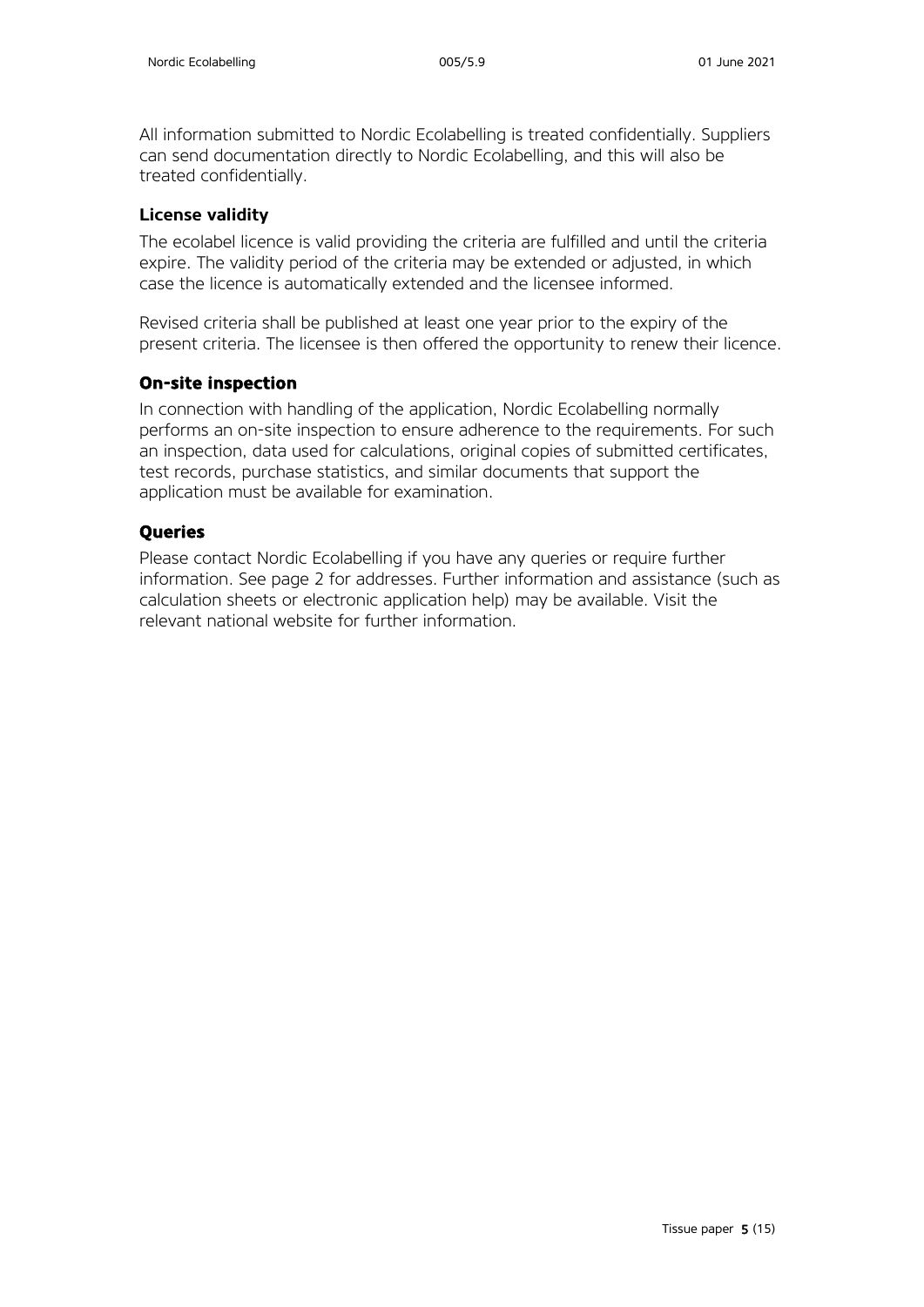All information submitted to Nordic Ecolabelling is treated confidentially. Suppliers can send documentation directly to Nordic Ecolabelling, and this will also be treated confidentially.

### License validity

The ecolabel licence is valid providing the criteria are fulfilled and until the criteria expire. The validity period of the criteria may be extended or adjusted, in which case the licence is automatically extended and the licensee informed.

Revised criteria shall be published at least one year prior to the expiry of the present criteria. The licensee is then offered the opportunity to renew their licence.

### On-site inspection

In connection with handling of the application, Nordic Ecolabelling normally performs an on-site inspection to ensure adherence to the requirements. For such an inspection, data used for calculations, original copies of submitted certificates, test records, purchase statistics, and similar documents that support the application must be available for examination.

### Queries

Please contact Nordic Ecolabelling if you have any queries or require further information. See page 2 for addresses. Further information and assistance (such as calculation sheets or electronic application help) may be available. Visit the relevant national website for further information.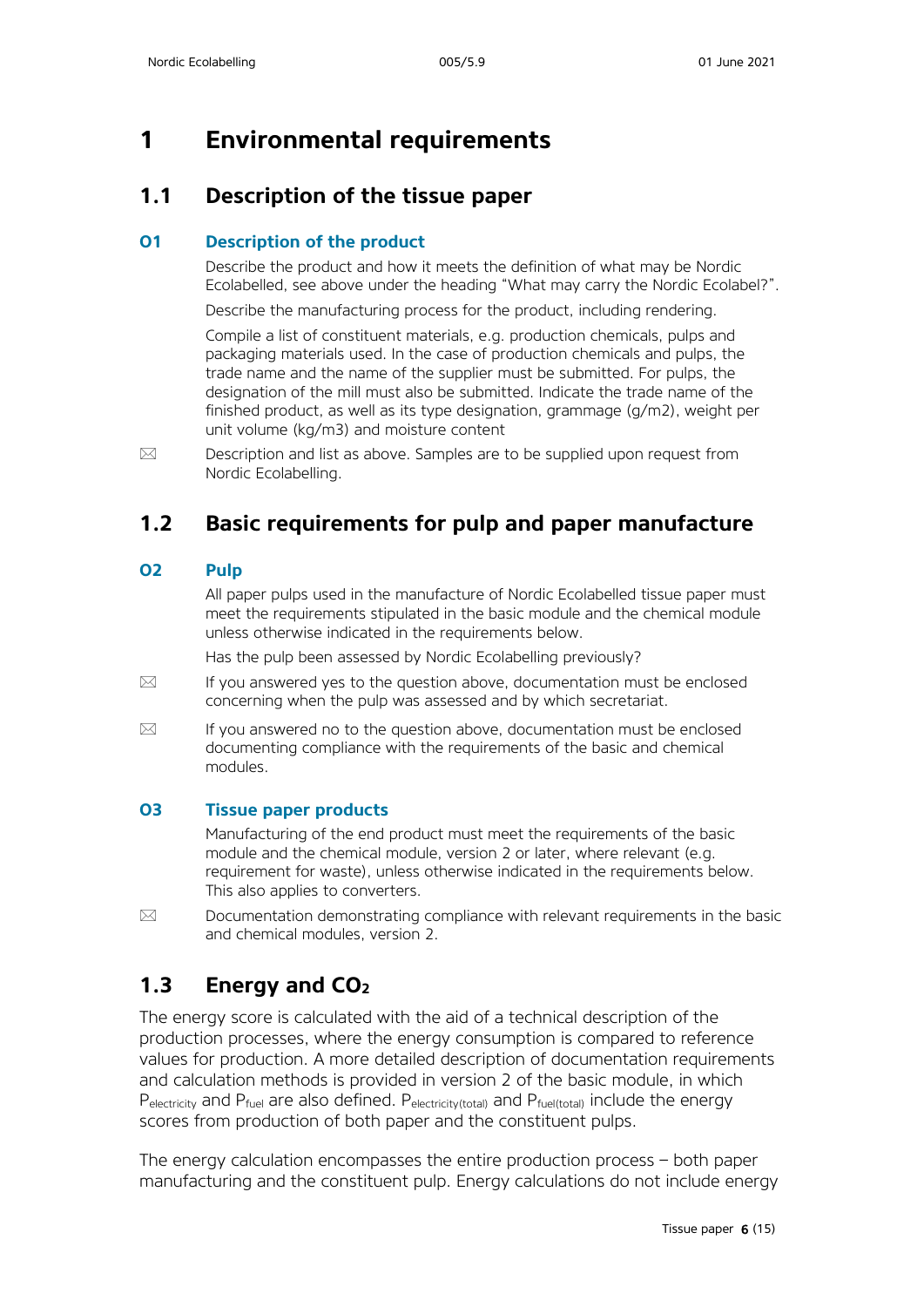# 1 Environmental requirements

## 1.1 Description of the tissue paper

### O1 Description of the product

Describe the product and how it meets the definition of what may be Nordic Ecolabelled, see above under the heading "What may carry the Nordic Ecolabel?".

Describe the manufacturing process for the product, including rendering.

Compile a list of constituent materials, e.g. production chemicals, pulps and packaging materials used. In the case of production chemicals and pulps, the trade name and the name of the supplier must be submitted. For pulps, the designation of the mill must also be submitted. Indicate the trade name of the finished product, as well as its type designation, grammage (g/m2), weight per unit volume (kg/m3) and moisture content

✉ Description and list as above. Samples are to be supplied upon request from Nordic Ecolabelling.

## 1.2 Basic requirements for pulp and paper manufacture

### O2 Pulp

All paper pulps used in the manufacture of Nordic Ecolabelled tissue paper must meet the requirements stipulated in the basic module and the chemical module unless otherwise indicated in the requirements below.

Has the pulp been assessed by Nordic Ecolabelling previously?

✉ If you answered yes to the question above, documentation must be enclosed concerning when the pulp was assessed and by which secretariat.

✉ If you answered no to the question above, documentation must be enclosed documenting compliance with the requirements of the basic and chemical modules.

### O3 Tissue paper products

Manufacturing of the end product must meet the requirements of the basic module and the chemical module, version 2 or later, where relevant (e.g. requirement for waste), unless otherwise indicated in the requirements below. This also applies to converters.

✉ Documentation demonstrating compliance with relevant requirements in the basic and chemical modules, version 2.

## 1.3 Energy and $CO_2$

The energy score is calculated with the aid of a technical description of the production processes, where the energy consumption is compared to reference values for production. A more detailed description of documentation requirements and calculation methods is provided in version 2 of the basic module, in which $P_{electricity}$ and $P_{fuel}$ are also defined. $P_{electricity(total)}$ and $P_{fuel(total)}$ include the energy scores from production of both paper and the constituent pulps.

The energy calculation encompasses the entire production process – both paper manufacturing and the constituent pulp. Energy calculations do not include energy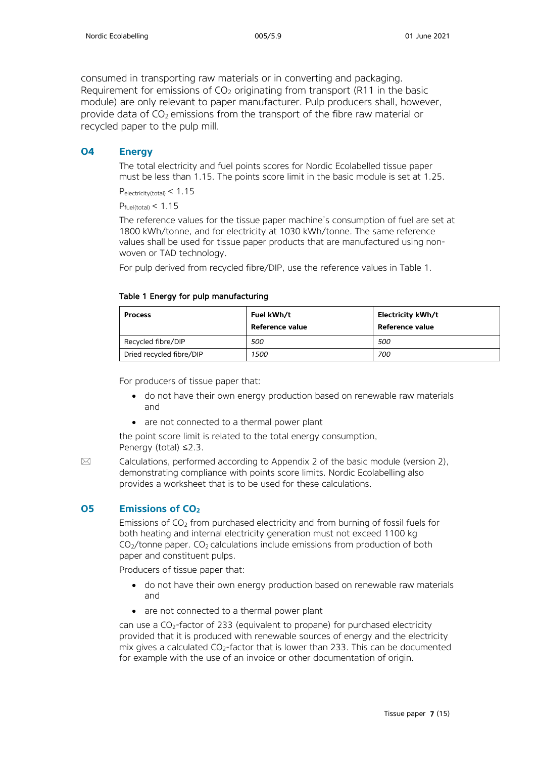consumed in transporting raw materials or in converting and packaging. Requirement for emissions of $CO_2$ originating from transport (R11 in the basic module) are only relevant to paper manufacturer. Pulp producers shall, however, provide data of $CO_2$ emissions from the transport of the fibre raw material or recycled paper to the pulp mill.

## O4 Energy

The total electricity and fuel points scores for Nordic Ecolabelled tissue paper must be less than 1.15. The points score limit in the basic module is set at 1.25.

$P_{electricity(total)} < 1.15$

$P_{fuel(total)} < 1.15$

The reference values for the tissue paper machine's consumption of fuel are set at 1800 kWh/tonne, and for electricity at 1030 kWh/tonne. The same reference values shall be used for tissue paper products that are manufactured using non-woven or TAD technology.

For pulp derived from recycled fibre/DIP, use the reference values in Table 1.

**Table 1 Energy for pulp manufacturing**

| Process | Fuel kWh/t Reference value | Electricity kWh/t Reference value |
|---|---|---|
| Recycled fibre/DIP | *500* | *500* |
| Dried recycled fibre/DIP | *1500* | *700* |

For producers of tissue paper that:

- do not have their own energy production based on renewable raw materials and
- are not connected to a thermal power plant

the point score limit is related to the total energy consumption, $P_{energy}$ (total) ≤2.3.

✉ Calculations, performed according to Appendix 2 of the basic module (version 2), demonstrating compliance with points score limits. Nordic Ecolabelling also provides a worksheet that is to be used for these calculations.

## O5 Emissions of $CO_2$

Emissions of $CO_2$ from purchased electricity and from burning of fossil fuels for both heating and internal electricity generation must not exceed 1100 kg $CO_2$/tonne paper. $CO_2$ calculations include emissions from production of both paper and constituent pulps.

Producers of tissue paper that:

- do not have their own energy production based on renewable raw materials and
- are not connected to a thermal power plant

can use a $CO_2$-factor of 233 (equivalent to propane) for purchased electricity provided that it is produced with renewable sources of energy and the electricity mix gives a calculated $CO_2$-factor that is lower than 233. This can be documented for example with the use of an invoice or other documentation of origin.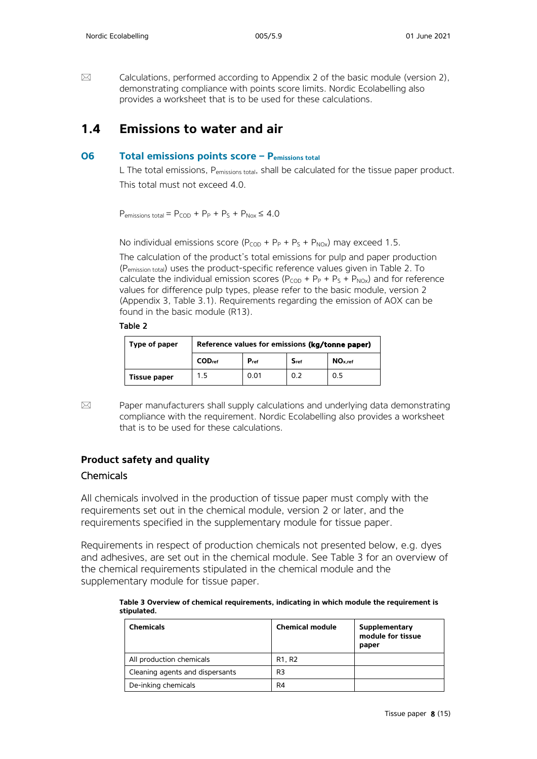✉ Calculations, performed according to Appendix 2 of the basic module (version 2), demonstrating compliance with points score limits. Nordic Ecolabelling also provides a worksheet that is to be used for these calculations.

## 1.4 Emissions to water and air

### O6 Total emissions points score – $P_{emissions\ total}$

L The total emissions, $P_{emissions\ total}$, shall be calculated for the tissue paper product. This total must not exceed 4.0.

$$P_{emissions\ total} = P_{COD} + P_P + P_S + P_{Nox} \leq 4.0$$

No individual emissions score ($P_{COD}$ + $P_P$ + $P_S$ + $P_{NOx}$) may exceed 1.5.

The calculation of the product's total emissions for pulp and paper production ($P_{emission\ total}$) uses the product-specific reference values given in Table 2. To calculate the individual emission scores ($P_{COD}$ + $P_P$ + $P_S$ + $P_{NOx}$) and for reference values for difference pulp types, please refer to the basic module, version 2 (Appendix 3, Table 3.1). Requirements regarding the emission of AOX can be found in the basic module (R13).

Table 2

| Type of paper | Reference values for emissions (kg/tonne paper) | | | |
|---|---|---|---|---|
| | $COD_{ref}$ | $P_{ref}$ | $S_{ref}$ | $NO_{x,ref}$ |
| **Tissue paper** | 1.5 | 0.01 | 0.2 | 0.5 |

✉ Paper manufacturers shall supply calculations and underlying data demonstrating compliance with the requirement. Nordic Ecolabelling also provides a worksheet that is to be used for these calculations.

### Product safety and quality

#### Chemicals

All chemicals involved in the production of tissue paper must comply with the requirements set out in the chemical module, version 2 or later, and the requirements specified in the supplementary module for tissue paper.

Requirements in respect of production chemicals not presented below, e.g. dyes and adhesives, are set out in the chemical module. See Table 3 for an overview of the chemical requirements stipulated in the chemical module and the supplementary module for tissue paper.

**Table 3 Overview of chemical requirements, indicating in which module the requirement is stipulated.**

| Chemicals | Chemical module | Supplementary module for tissue paper |
|---|---|---|
| All production chemicals | R1, R2 | |
| Cleaning agents and dispersants | R3 | |
| De-inking chemicals | R4 | |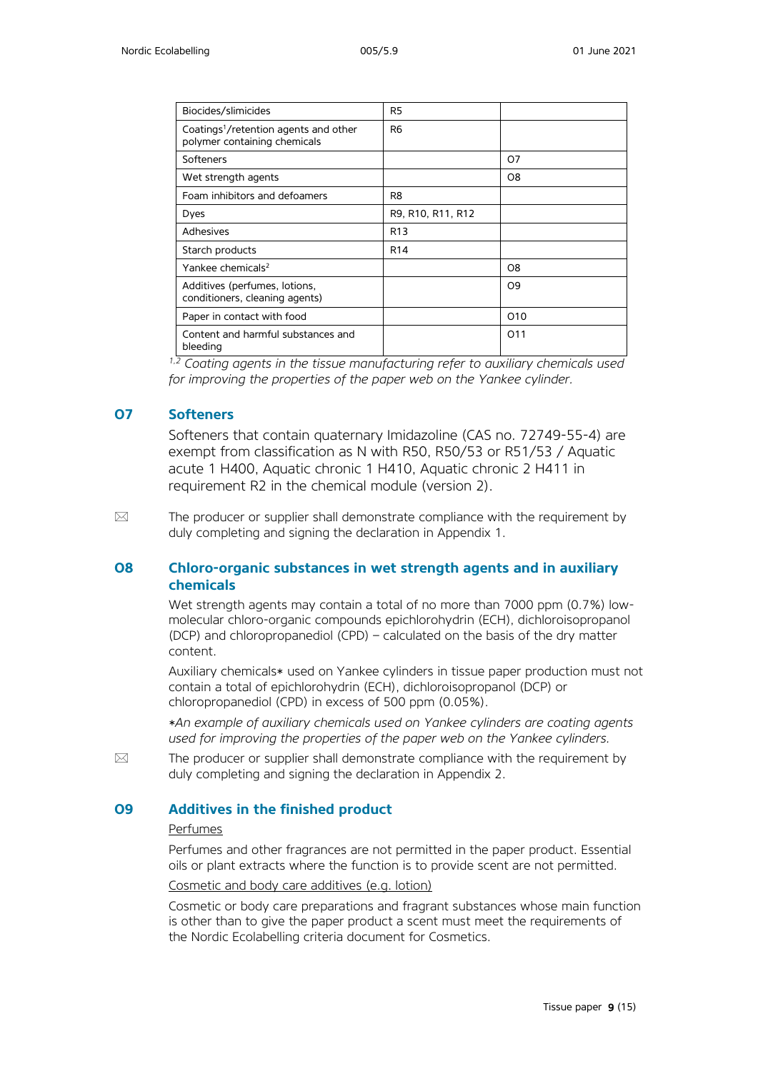| Biocides/slimicides | R5 | |
|---|---|---|
| Coatings[1]/retention agents and other polymer containing chemicals | R6 | |
| Softeners | | O7 |
| Wet strength agents | | O8 |
| Foam inhibitors and defoamers | R8 | |
| Dyes | R9, R10, R11, R12 | |
| Adhesives | R13 | |
| Starch products | R14 | |
| Yankee chemicals[2] | | O8 |
| Additives (perfumes, lotions, conditioners, cleaning agents) | | O9 |
| Paper in contact with food | | O10 |
| Content and harmful substances and bleeding | | O11 |

*[1,2] Coating agents in the tissue manufacturing refer to auxiliary chemicals used for improving the properties of the paper web on the Yankee cylinder.*

## O7 Softeners

Softeners that contain quaternary Imidazoline (CAS no. 72749-55-4) are exempt from classification as N with R50, R50/53 or R51/53 / Aquatic acute 1 H400, Aquatic chronic 1 H410, Aquatic chronic 2 H411 in requirement R2 in the chemical module (version 2).

✉ The producer or supplier shall demonstrate compliance with the requirement by duly completing and signing the declaration in Appendix 1.

## O8 Chloro-organic substances in wet strength agents and in auxiliary chemicals

Wet strength agents may contain a total of no more than 7000 ppm (0.7%) low-molecular chloro-organic compounds epichlorohydrin (ECH), dichloroisopropanol (DCP) and chloropropanediol (CPD) – calculated on the basis of the dry matter content.

Auxiliary chemicals* used on Yankee cylinders in tissue paper production must not contain a total of epichlorohydrin (ECH), dichloroisopropanol (DCP) or chloropropanediol (CPD) in excess of 500 ppm (0.05%).

**An example of auxiliary chemicals used on Yankee cylinders are coating agents used for improving the properties of the paper web on the Yankee cylinders.*

✉ The producer or supplier shall demonstrate compliance with the requirement by duly completing and signing the declaration in Appendix 2.

## O9 Additives in the finished product

Perfumes

Perfumes and other fragrances are not permitted in the paper product. Essential oils or plant extracts where the function is to provide scent are not permitted.

Cosmetic and body care additives (e.g. lotion)

Cosmetic or body care preparations and fragrant substances whose main function is other than to give the paper product a scent must meet the requirements of the Nordic Ecolabelling criteria document for Cosmetics.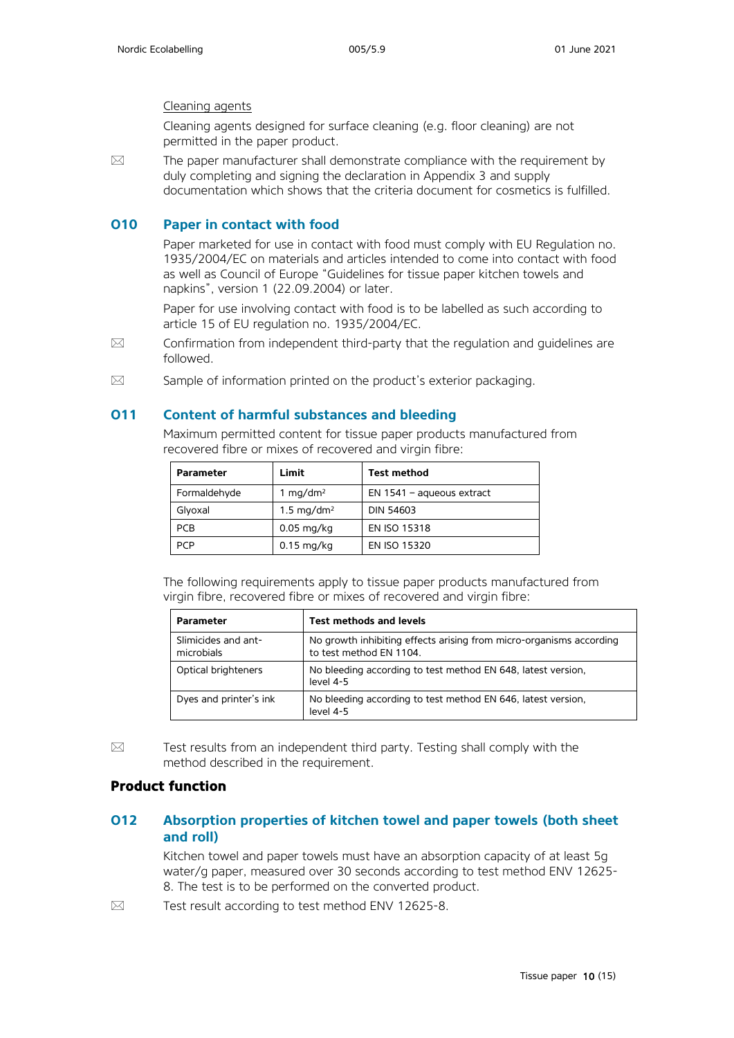Cleaning agents

Cleaning agents designed for surface cleaning (e.g. floor cleaning) are not permitted in the paper product.

☒ The paper manufacturer shall demonstrate compliance with the requirement by duly completing and signing the declaration in Appendix 3 and supply documentation which shows that the criteria document for cosmetics is fulfilled.

## O10 Paper in contact with food

Paper marketed for use in contact with food must comply with EU Regulation no. 1935/2004/EC on materials and articles intended to come into contact with food as well as Council of Europe “Guidelines for tissue paper kitchen towels and napkins”, version 1 (22.09.2004) or later.

Paper for use involving contact with food is to be labelled as such according to article 15 of EU regulation no. 1935/2004/EC.

☒ Confirmation from independent third-party that the regulation and guidelines are followed.

☒ Sample of information printed on the product’s exterior packaging.

## O11 Content of harmful substances and bleeding

Maximum permitted content for tissue paper products manufactured from recovered fibre or mixes of recovered and virgin fibre:

| Parameter | Limit | Test method |
|---|---|---|
| Formaldehyde | 1 $mg/dm^2$ | EN 1541 – aqueous extract |
| Glyoxal | 1.5 $mg/dm^2$ | DIN 54603 |
| PCB | 0.05 mg/kg | EN ISO 15318 |
| PCP | 0.15 mg/kg | EN ISO 15320 |

The following requirements apply to tissue paper products manufactured from virgin fibre, recovered fibre or mixes of recovered and virgin fibre:

| Parameter | Test methods and levels |
|---|---|
| Slimicides and ant-microbials | No growth inhibiting effects arising from micro-organisms according to test method EN 1104. |
| Optical brighteners | No bleeding according to test method EN 648, latest version, level 4-5 |
| Dyes and printer’s ink | No bleeding according to test method EN 646, latest version, level 4-5 |

☒ Test results from an independent third party. Testing shall comply with the method described in the requirement.

# Product function

## O12 Absorption properties of kitchen towel and paper towels (both sheet and roll)

Kitchen towel and paper towels must have an absorption capacity of at least 5g water/g paper, measured over 30 seconds according to test method ENV 12625-8. The test is to be performed on the converted product.

☒ Test result according to test method ENV 12625-8.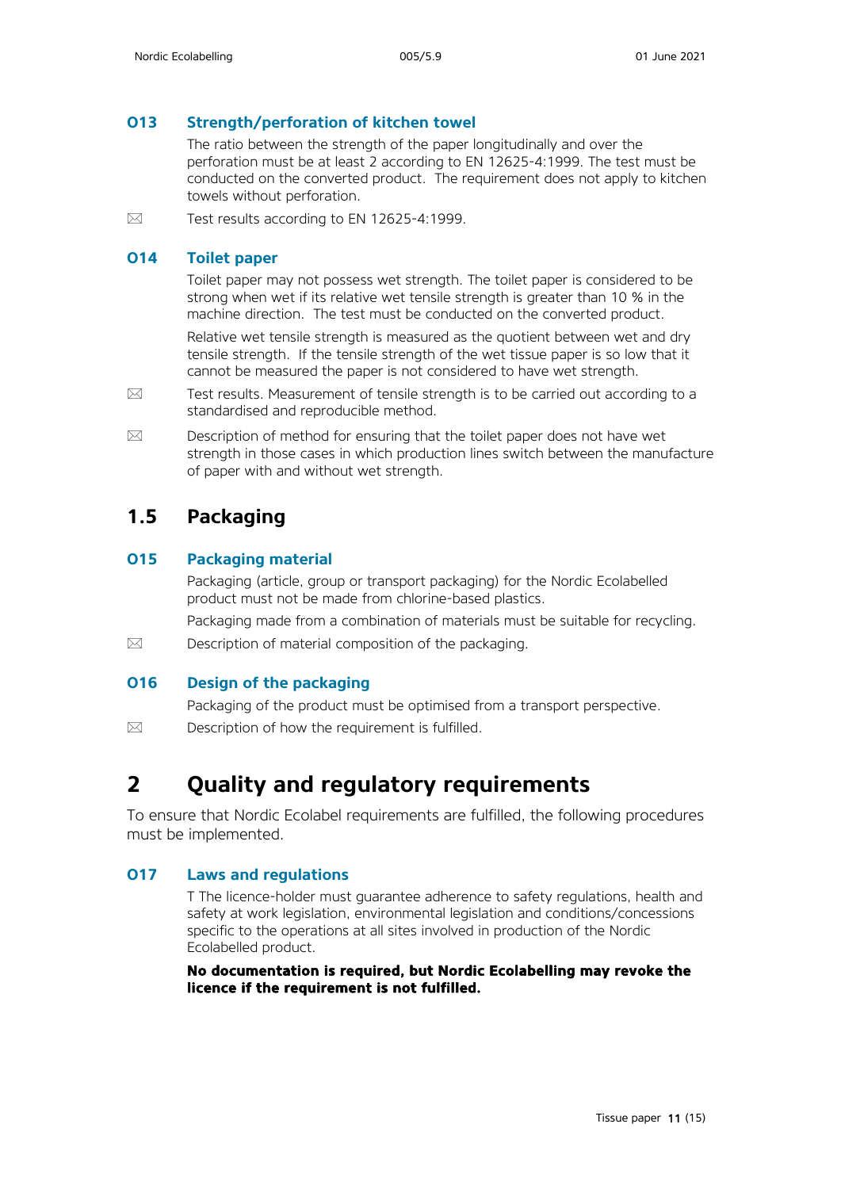### O13 Strength/perforation of kitchen towel

The ratio between the strength of the paper longitudinally and over the perforation must be at least 2 according to EN 12625-4:1999. The test must be conducted on the converted product. The requirement does not apply to kitchen towels without perforation.

✉ Test results according to EN 12625-4:1999.

### O14 Toilet paper

Toilet paper may not possess wet strength. The toilet paper is considered to be strong when wet if its relative wet tensile strength is greater than 10 % in the machine direction. The test must be conducted on the converted product.

Relative wet tensile strength is measured as the quotient between wet and dry tensile strength. If the tensile strength of the wet tissue paper is so low that it cannot be measured the paper is not considered to have wet strength.

✉ Test results. Measurement of tensile strength is to be carried out according to a standardised and reproducible method.

✉ Description of method for ensuring that the toilet paper does not have wet strength in those cases in which production lines switch between the manufacture of paper with and without wet strength.

## 1.5 Packaging

### O15 Packaging material

Packaging (article, group or transport packaging) for the Nordic Ecolabelled product must not be made from chlorine-based plastics.

Packaging made from a combination of materials must be suitable for recycling.

✉ Description of material composition of the packaging.

### O16 Design of the packaging

Packaging of the product must be optimised from a transport perspective.

✉ Description of how the requirement is fulfilled.

# 2 Quality and regulatory requirements

To ensure that Nordic Ecolabel requirements are fulfilled, the following procedures must be implemented.

### O17 Laws and regulations

T The licence-holder must guarantee adherence to safety regulations, health and safety at work legislation, environmental legislation and conditions/concessions specific to the operations at all sites involved in production of the Nordic Ecolabelled product.

**No documentation is required, but Nordic Ecolabelling may revoke the licence if the requirement is not fulfilled.**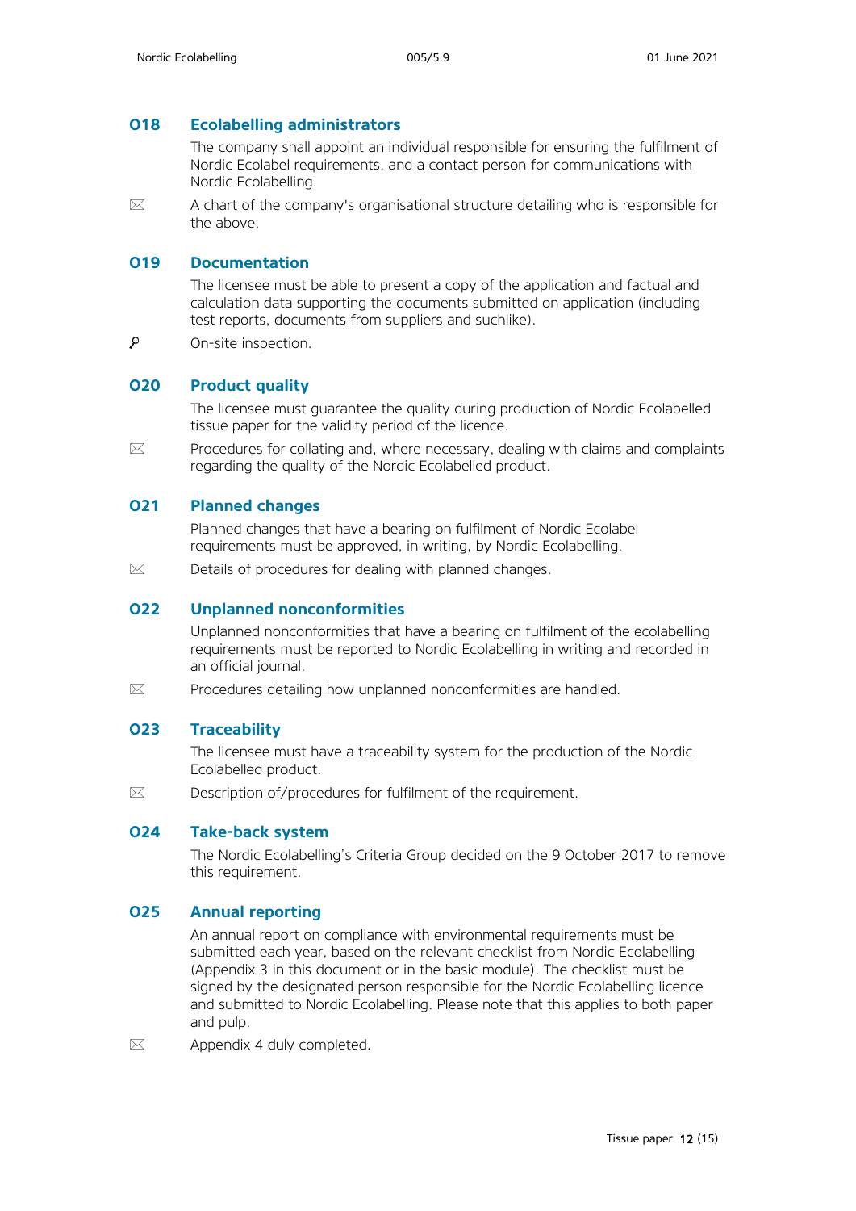### O18 Ecolabelling administrators

The company shall appoint an individual responsible for ensuring the fulfilment of Nordic Ecolabel requirements, and a contact person for communications with Nordic Ecolabelling.

✉ A chart of the company's organisational structure detailing who is responsible for the above.

### O19 Documentation

The licensee must be able to present a copy of the application and factual and calculation data supporting the documents submitted on application (including test reports, documents from suppliers and suchlike).

🔍 On-site inspection.

### O20 Product quality

The licensee must guarantee the quality during production of Nordic Ecolabelled tissue paper for the validity period of the licence.

✉ Procedures for collating and, where necessary, dealing with claims and complaints regarding the quality of the Nordic Ecolabelled product.

### O21 Planned changes

Planned changes that have a bearing on fulfilment of Nordic Ecolabel requirements must be approved, in writing, by Nordic Ecolabelling.

✉ Details of procedures for dealing with planned changes.

### O22 Unplanned nonconformities

Unplanned nonconformities that have a bearing on fulfilment of the ecolabelling requirements must be reported to Nordic Ecolabelling in writing and recorded in an official journal.

✉ Procedures detailing how unplanned nonconformities are handled.

### O23 Traceability

The licensee must have a traceability system for the production of the Nordic Ecolabelled product.

✉ Description of/procedures for fulfilment of the requirement.

### O24 Take-back system

The Nordic Ecolabelling's Criteria Group decided on the 9 October 2017 to remove this requirement.

### O25 Annual reporting

An annual report on compliance with environmental requirements must be submitted each year, based on the relevant checklist from Nordic Ecolabelling (Appendix 3 in this document or in the basic module). The checklist must be signed by the designated person responsible for the Nordic Ecolabelling licence and submitted to Nordic Ecolabelling. Please note that this applies to both paper and pulp.

✉ Appendix 4 duly completed.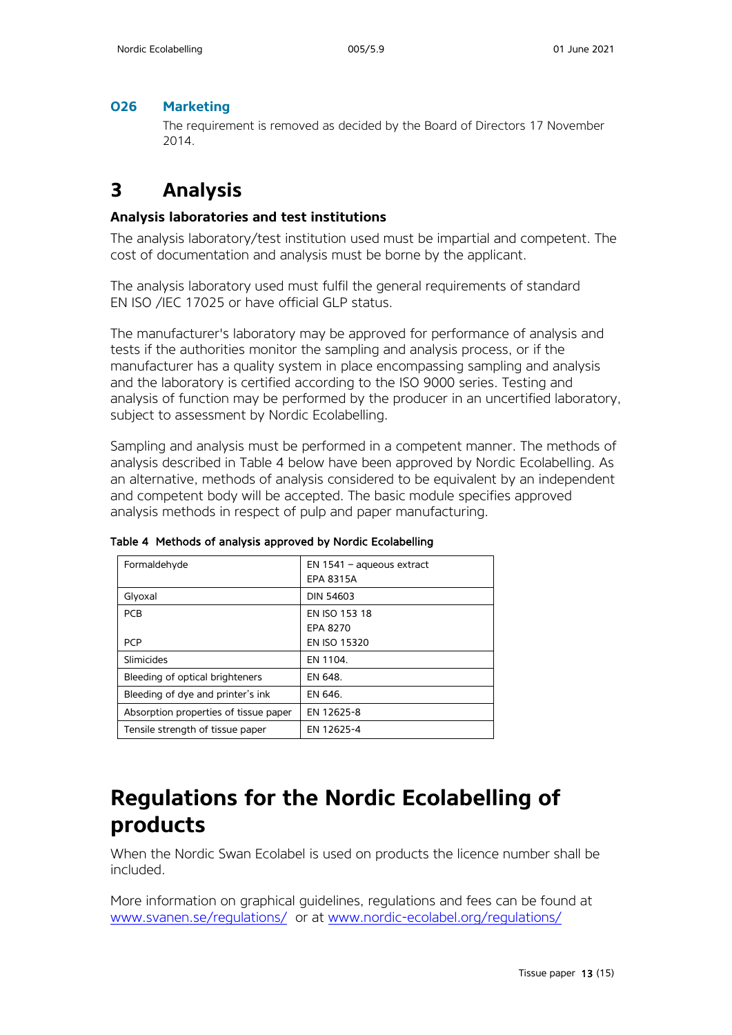### O26 Marketing

The requirement is removed as decided by the Board of Directors 17 November 2014.

# 3 Analysis

**Analysis laboratories and test institutions**

The analysis laboratory/test institution used must be impartial and competent. The cost of documentation and analysis must be borne by the applicant.

The analysis laboratory used must fulfil the general requirements of standard EN ISO /IEC 17025 or have official GLP status.

The manufacturer's laboratory may be approved for performance of analysis and tests if the authorities monitor the sampling and analysis process, or if the manufacturer has a quality system in place encompassing sampling and analysis and the laboratory is certified according to the ISO 9000 series. Testing and analysis of function may be performed by the producer in an uncertified laboratory, subject to assessment by Nordic Ecolabelling.

Sampling and analysis must be performed in a competent manner. The methods of analysis described in Table 4 below have been approved by Nordic Ecolabelling. As an alternative, methods of analysis considered to be equivalent by an independent and competent body will be accepted. The basic module specifies approved analysis methods in respect of pulp and paper manufacturing.

**Table 4 Methods of analysis approved by Nordic Ecolabelling**

| | |
|---|---|
| Formaldehyde | EN 1541 – aqueous extract<br>EPA 8315A |
| Glyoxal | DIN 54603 |
| PCB<br><br>PCP | EN ISO 153 18<br>EPA 8270<br>EN ISO 15320 |
| Slimicides | EN 1104. |
| Bleeding of optical brighteners | EN 648. |
| Bleeding of dye and printer's ink | EN 646. |
| Absorption properties of tissue paper | EN 12625-8 |
| Tensile strength of tissue paper | EN 12625-4 |

# Regulations for the Nordic Ecolabelling of products

When the Nordic Swan Ecolabel is used on products the licence number shall be included.

More information on graphical guidelines, regulations and fees can be found at www.svanen.se/regulations/ or at www.nordic-ecolabel.org/regulations/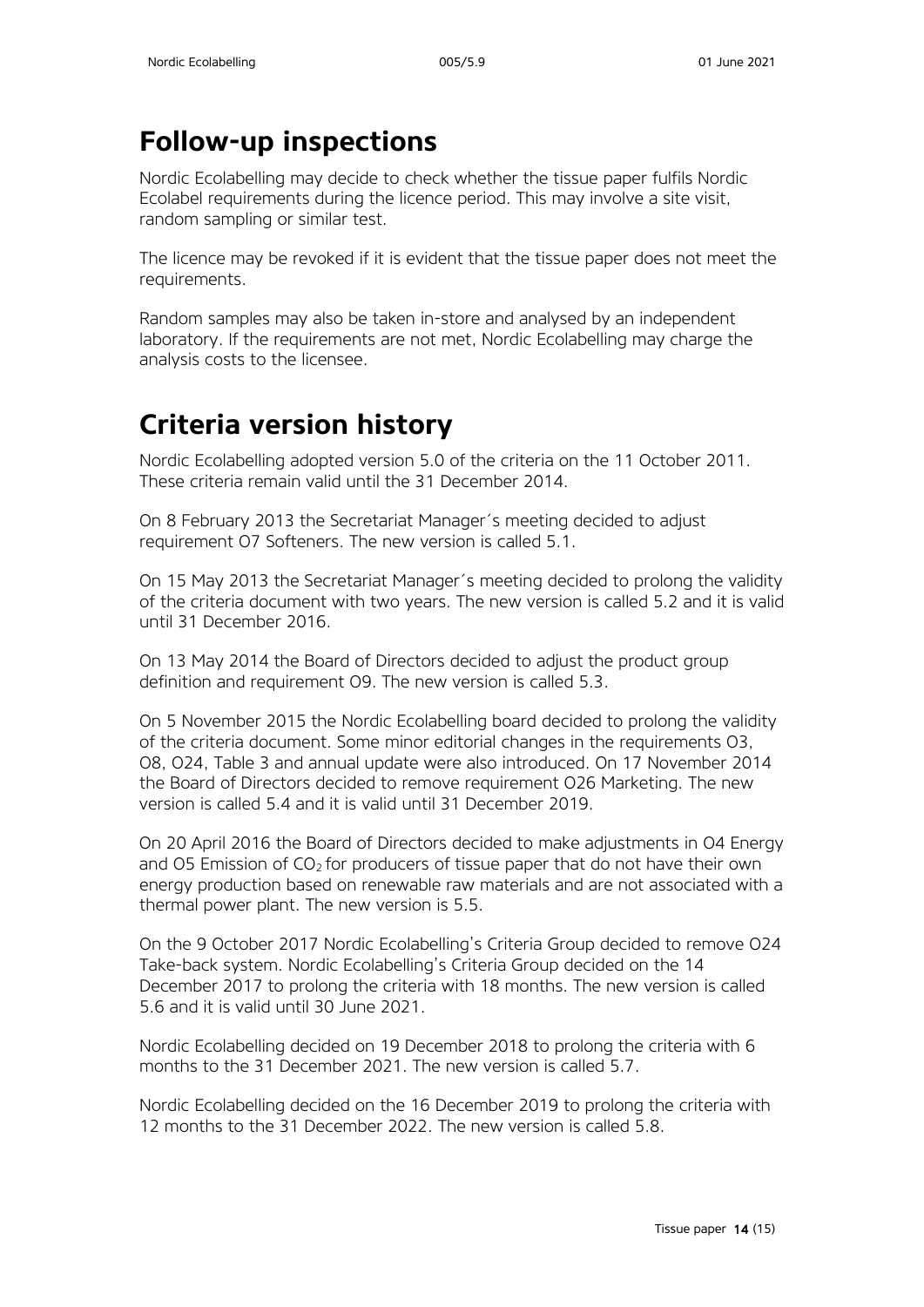# Follow-up inspections

Nordic Ecolabelling may decide to check whether the tissue paper fulfils Nordic Ecolabel requirements during the licence period. This may involve a site visit, random sampling or similar test.

The licence may be revoked if it is evident that the tissue paper does not meet the requirements.

Random samples may also be taken in-store and analysed by an independent laboratory. If the requirements are not met, Nordic Ecolabelling may charge the analysis costs to the licensee.

# Criteria version history

Nordic Ecolabelling adopted version 5.0 of the criteria on the 11 October 2011. These criteria remain valid until the 31 December 2014.

On 8 February 2013 the Secretariat Manager´s meeting decided to adjust requirement O7 Softeners. The new version is called 5.1.

On 15 May 2013 the Secretariat Manager´s meeting decided to prolong the validity of the criteria document with two years. The new version is called 5.2 and it is valid until 31 December 2016.

On 13 May 2014 the Board of Directors decided to adjust the product group definition and requirement O9. The new version is called 5.3.

On 5 November 2015 the Nordic Ecolabelling board decided to prolong the validity of the criteria document. Some minor editorial changes in the requirements O3, O8, O24, Table 3 and annual update were also introduced. On 17 November 2014 the Board of Directors decided to remove requirement O26 Marketing. The new version is called 5.4 and it is valid until 31 December 2019.

On 20 April 2016 the Board of Directors decided to make adjustments in O4 Energy and O5 Emission of $CO_2$ for producers of tissue paper that do not have their own energy production based on renewable raw materials and are not associated with a thermal power plant. The new version is 5.5.

On the 9 October 2017 Nordic Ecolabelling's Criteria Group decided to remove O24 Take-back system. Nordic Ecolabelling's Criteria Group decided on the 14 December 2017 to prolong the criteria with 18 months. The new version is called 5.6 and it is valid until 30 June 2021.

Nordic Ecolabelling decided on 19 December 2018 to prolong the criteria with 6 months to the 31 December 2021. The new version is called 5.7.

Nordic Ecolabelling decided on the 16 December 2019 to prolong the criteria with 12 months to the 31 December 2022. The new version is called 5.8.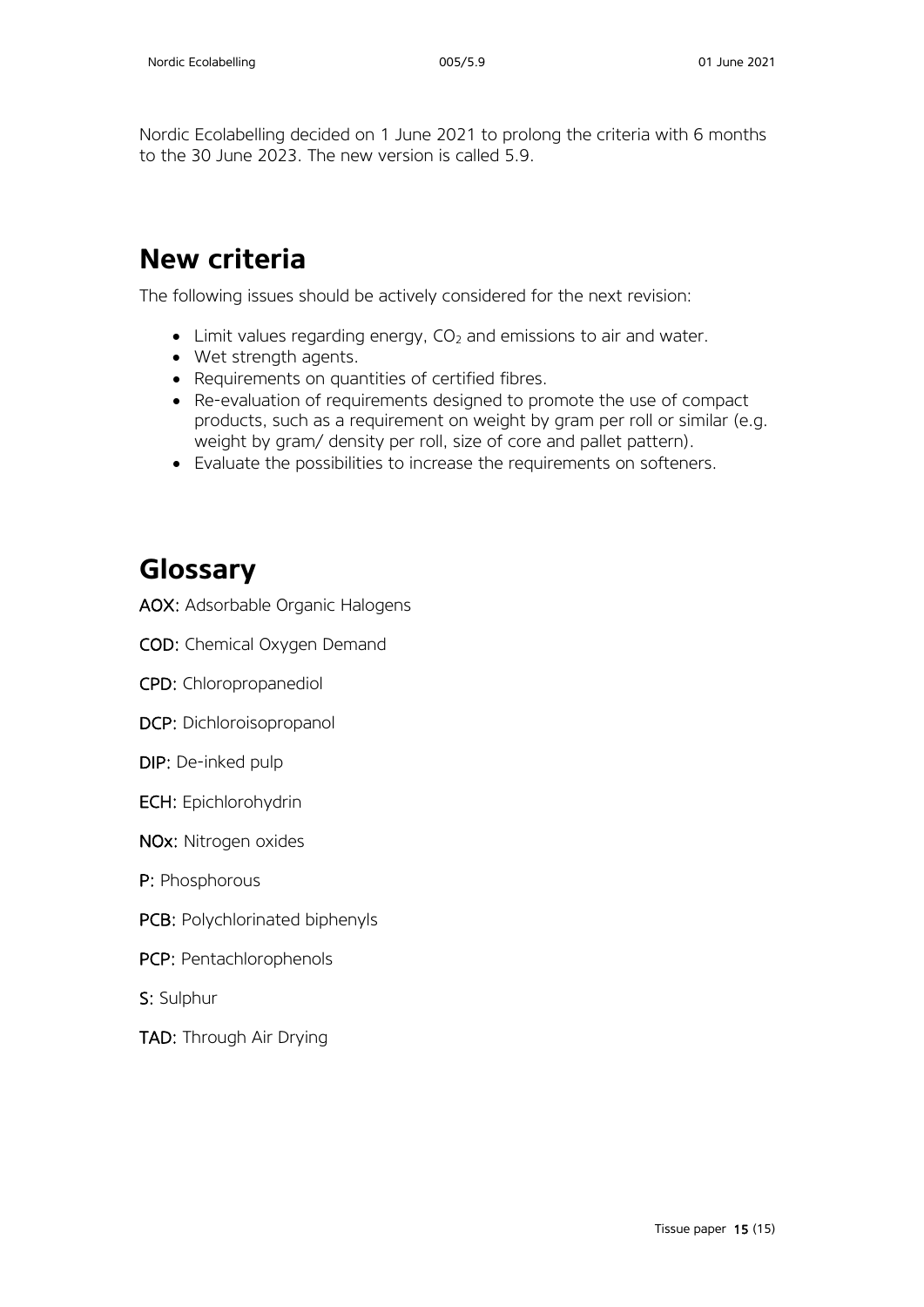Nordic Ecolabelling decided on 1 June 2021 to prolong the criteria with 6 months to the 30 June 2023. The new version is called 5.9.

# New criteria

The following issues should be actively considered for the next revision:

- Limit values regarding energy, $CO_2$ and emissions to air and water.
- Wet strength agents.
- Requirements on quantities of certified fibres.
- Re-evaluation of requirements designed to promote the use of compact products, such as a requirement on weight by gram per roll or similar (e.g. weight by gram/ density per roll, size of core and pallet pattern).
- Evaluate the possibilities to increase the requirements on softeners.

# Glossary

**AOX**: Adsorbable Organic Halogens

**COD**: Chemical Oxygen Demand

**CPD**: Chloropropanediol

**DCP**: Dichloroisopropanol

**DIP**: De-inked pulp

**ECH**: Epichlorohydrin

**NOx**: Nitrogen oxides

**P**: Phosphorous

**PCB**: Polychlorinated biphenyls

**PCP**: Pentachlorophenols

**S**: Sulphur

**TAD**: Through Air Drying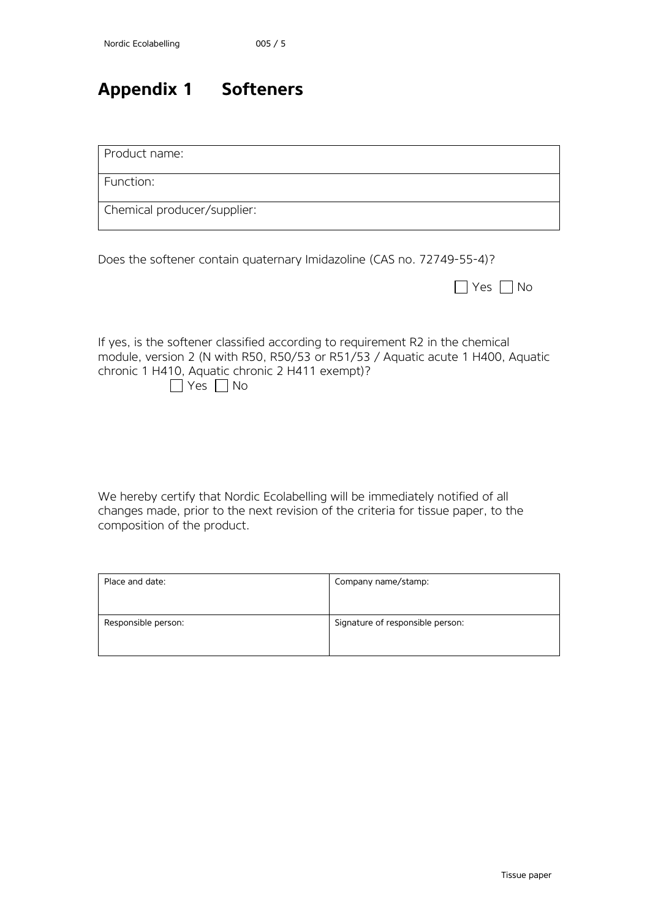# Appendix 1 Softeners

| Product name: |
| --- |
| Function: |
| Chemical producer/supplier: |

Does the softener contain quaternary Imidazoline (CAS no. 72749-55-4)?

☐ Yes ☐ No

If yes, is the softener classified according to requirement R2 in the chemical module, version 2 (N with R50, R50/53 or R51/53 / Aquatic acute 1 H400, Aquatic chronic 1 H410, Aquatic chronic 2 H411 exempt)?

☐ Yes ☐ No

We hereby certify that Nordic Ecolabelling will be immediately notified of all changes made, prior to the next revision of the criteria for tissue paper, to the composition of the product.

| Place and date: | Company name/stamp: |
| --- | --- |
| Responsible person: | Signature of responsible person: |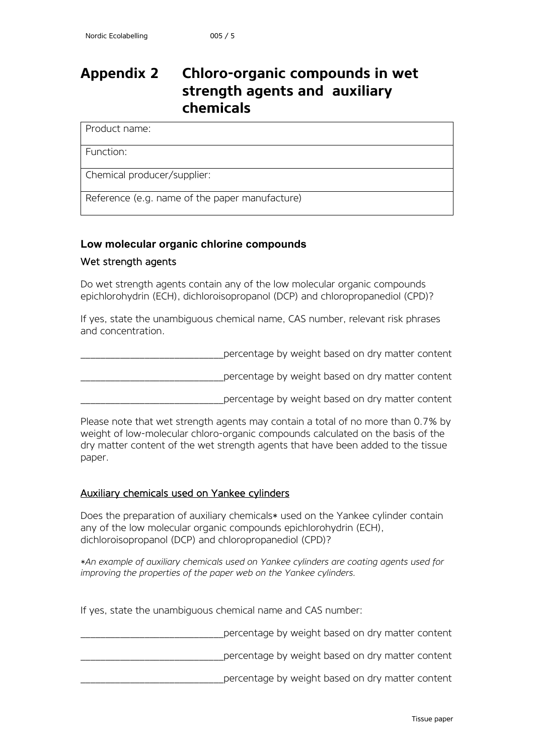# Appendix 2 Chloro-organic compounds in wet strength agents and auxiliary chemicals

| Product name: |
|---|
| Function: |
| Chemical producer/supplier: |
| Reference (e.g. name of the paper manufacture) |

### Low molecular organic chlorine compounds

#### Wet strength agents

Do wet strength agents contain any of the low molecular organic compounds epichlorohydrin (ECH), dichloroisopropanol (DCP) and chloropropanediol (CPD)?

If yes, state the unambiguous chemical name, CAS number, relevant risk phrases and concentration.

_____________________________percentage by weight based on dry matter content

_____________________________percentage by weight based on dry matter content

_____________________________percentage by weight based on dry matter content

Please note that wet strength agents may contain a total of no more than 0.7% by weight of low-molecular chloro-organic compounds calculated on the basis of the dry matter content of the wet strength agents that have been added to the tissue paper.

#### Auxiliary chemicals used on Yankee cylinders

Does the preparation of auxiliary chemicals* used on the Yankee cylinder contain any of the low molecular organic compounds epichlorohydrin (ECH), dichloroisopropanol (DCP) and chloropropanediol (CPD)?

*\*An example of auxiliary chemicals used on Yankee cylinders are coating agents used for improving the properties of the paper web on the Yankee cylinders.*

If yes, state the unambiguous chemical name and CAS number:

_____________________________percentage by weight based on dry matter content

_____________________________percentage by weight based on dry matter content

_____________________________percentage by weight based on dry matter content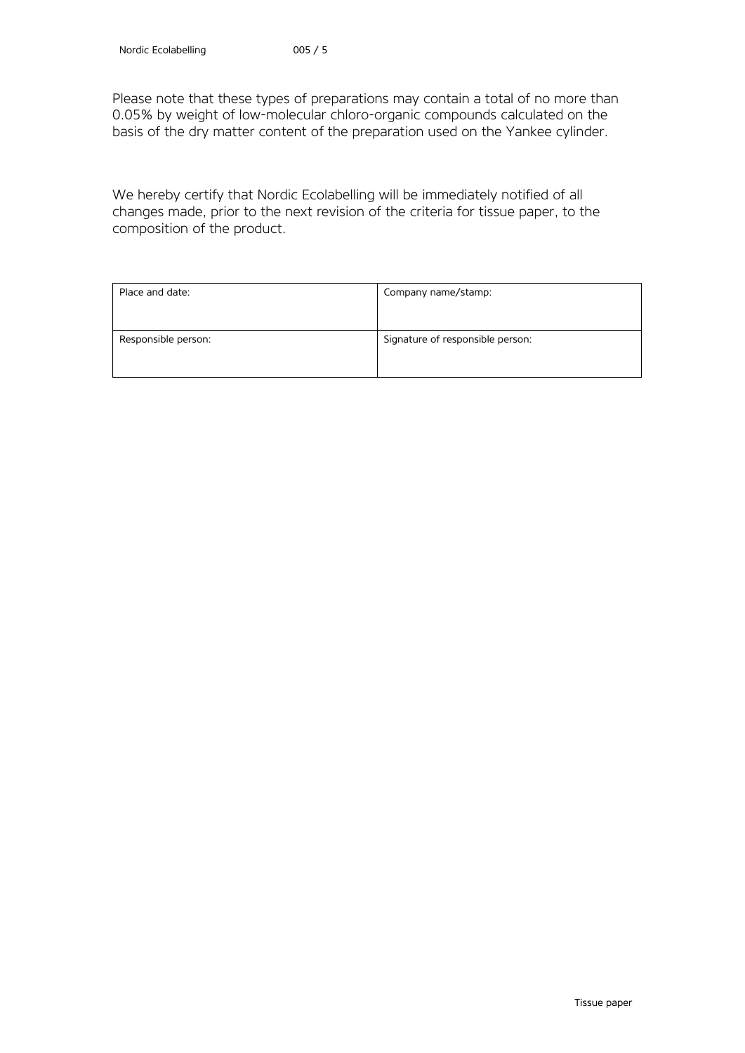Please note that these types of preparations may contain a total of no more than 0.05% by weight of low-molecular chloro-organic compounds calculated on the basis of the dry matter content of the preparation used on the Yankee cylinder.

We hereby certify that Nordic Ecolabelling will be immediately notified of all changes made, prior to the next revision of the criteria for tissue paper, to the composition of the product.

| Place and date: | Company name/stamp: |
|---|---|
| Responsible person: | Signature of responsible person: |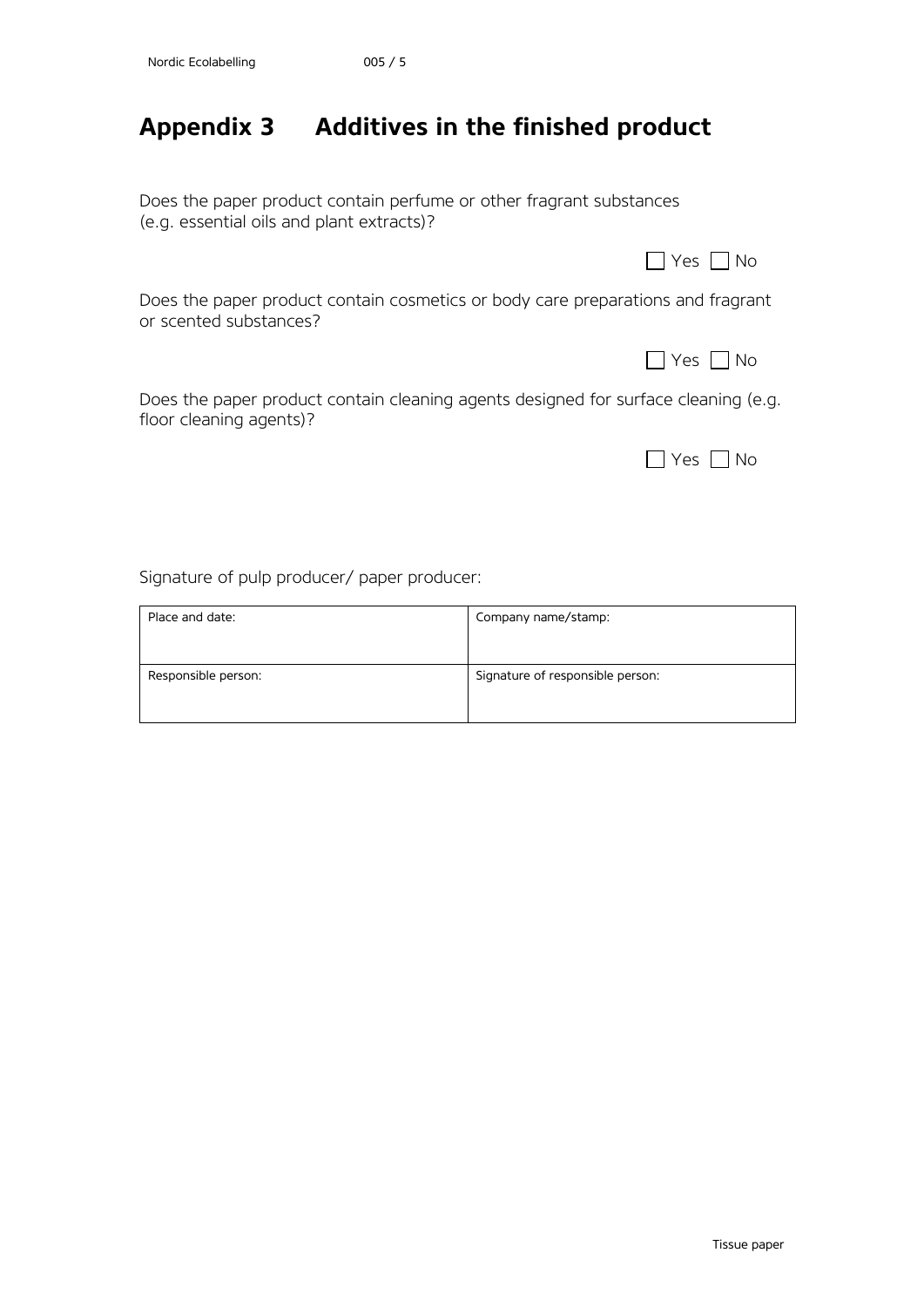# Appendix 3 Additives in the finished product

Does the paper product contain perfume or other fragrant substances (e.g. essential oils and plant extracts)?

☐ Yes ☐ No

Does the paper product contain cosmetics or body care preparations and fragrant or scented substances?

☐ Yes ☐ No

Does the paper product contain cleaning agents designed for surface cleaning (e.g. floor cleaning agents)?

☐ Yes ☐ No

Signature of pulp producer/ paper producer:

| Place and date: | Company name/stamp: |
|---|---|
| Responsible person: | Signature of responsible person: |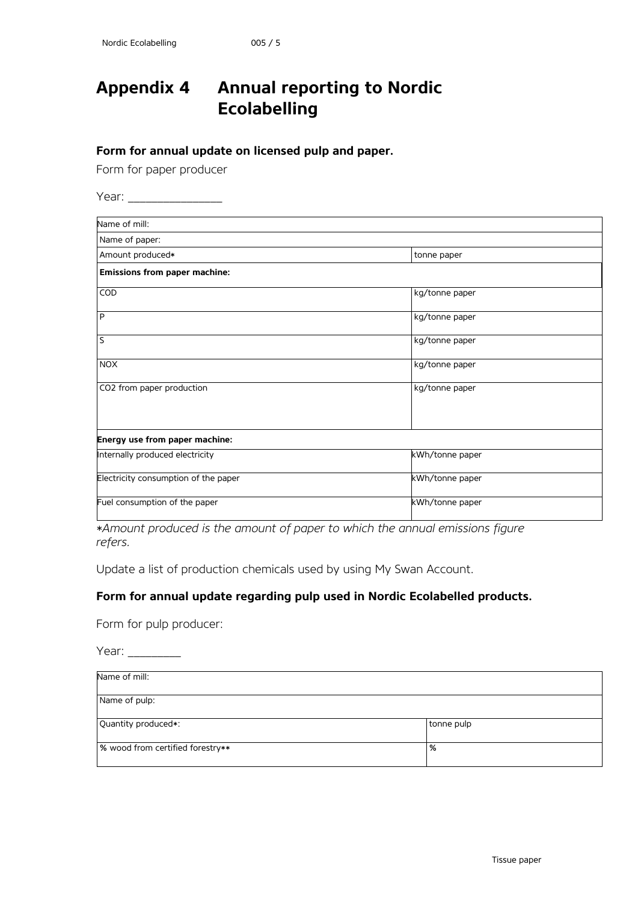# Appendix 4 Annual reporting to Nordic Ecolabelling

**Form for annual update on licensed pulp and paper.**

Form for paper producer

Year: _______________

| Name of mill: | |
|---|---|
| Name of paper: | |
| Amount produced* | tonne paper |
| **Emissions from paper machine:** | |
| COD | kg/tonne paper |
| P | kg/tonne paper |
| S | kg/tonne paper |
| NOX | kg/tonne paper |
| CO2 from paper production | kg/tonne paper |
| **Energy use from paper machine:** | |
| Internally produced electricity | kWh/tonne paper |
| Electricity consumption of the paper | kWh/tonne paper |
| Fuel consumption of the paper | kWh/tonne paper |

**Amount produced is the amount of paper to which the annual emissions figure refers.*

Update a list of production chemicals used by using My Swan Account.

**Form for annual update regarding pulp used in Nordic Ecolabelled products.**

Form for pulp producer:

Year: _________

| Name of mill: | |
|---|---|
| Name of pulp: | |
| Quantity produced*: | tonne pulp |
| % wood from certified forestry** | % |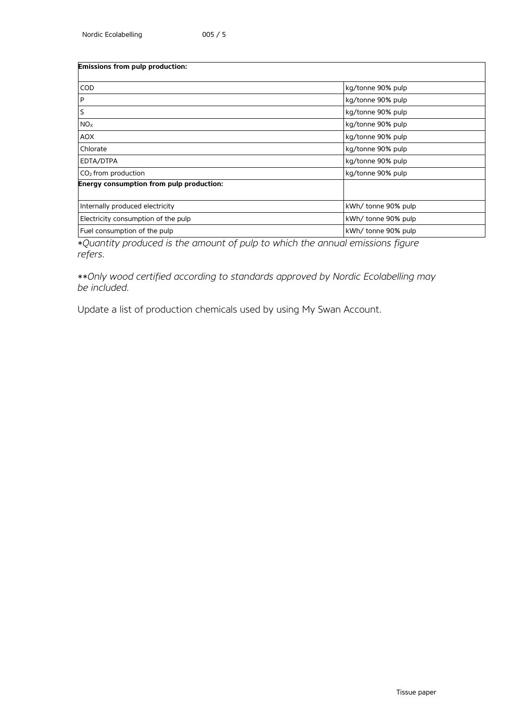| | |
|---|---|
| **Emissions from pulp production:** | |
| COD | kg/tonne 90% pulp |
| P | kg/tonne 90% pulp |
| S | kg/tonne 90% pulp |
| $NO_X$ | kg/tonne 90% pulp |
| AOX | kg/tonne 90% pulp |
| Chlorate | kg/tonne 90% pulp |
| EDTA/DTPA | kg/tonne 90% pulp |
| $CO_2$ from production | kg/tonne 90% pulp |
| **Energy consumption from pulp production:** | |
| Internally produced electricity | kWh/ tonne 90% pulp |
| Electricity consumption of the pulp | kWh/ tonne 90% pulp |
| Fuel consumption of the pulp | kWh/ tonne 90% pulp |

**Quantity produced is the amount of pulp to which the annual emissions figure refers.*

***Only wood certified according to standards approved by Nordic Ecolabelling may be included.*

Update a list of production chemicals used by using My Swan Account.